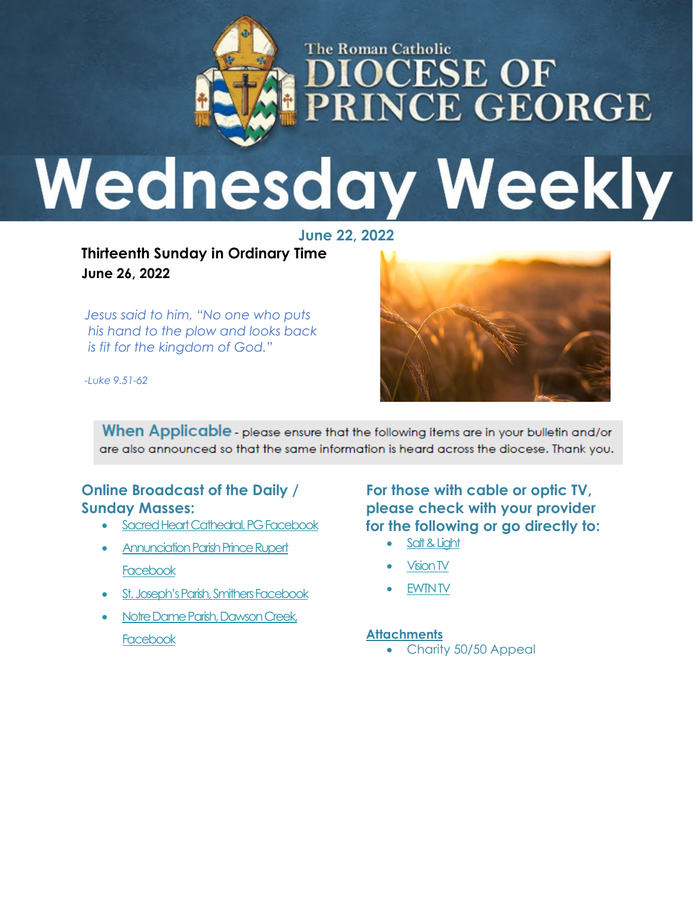# The Roman Catholic DIOCESE OF PRINCE GEORGE

# Wednesday Weekly

**June 22, 2022**

**Thirteenth Sunday in Ordinary Time**
**June 26, 2022**

*Jesus said to him, "No one who puts his hand to the plow and looks back is fit for the kingdom of God."*

*-Luke 9.51-62*

**When Applicable** - please ensure that the following items are in your bulletin and/or are also announced so that the same information is heard across the diocese. Thank you.

## Online Broadcast of the Daily / Sunday Masses:

- Sacred Heart Cathedral, PG Facebook
- Annunciation Parish Prince Rupert Facebook
- St. Joseph's Parish, Smithers Facebook
- Notre Dame Parish, Dawson Creek, Facebook

## For those with cable or optic TV, please check with your provider for the following or go directly to:

- Salt & Light
- Vision TV
- EWTN TV

**Attachments**

- Charity 50/50 Appeal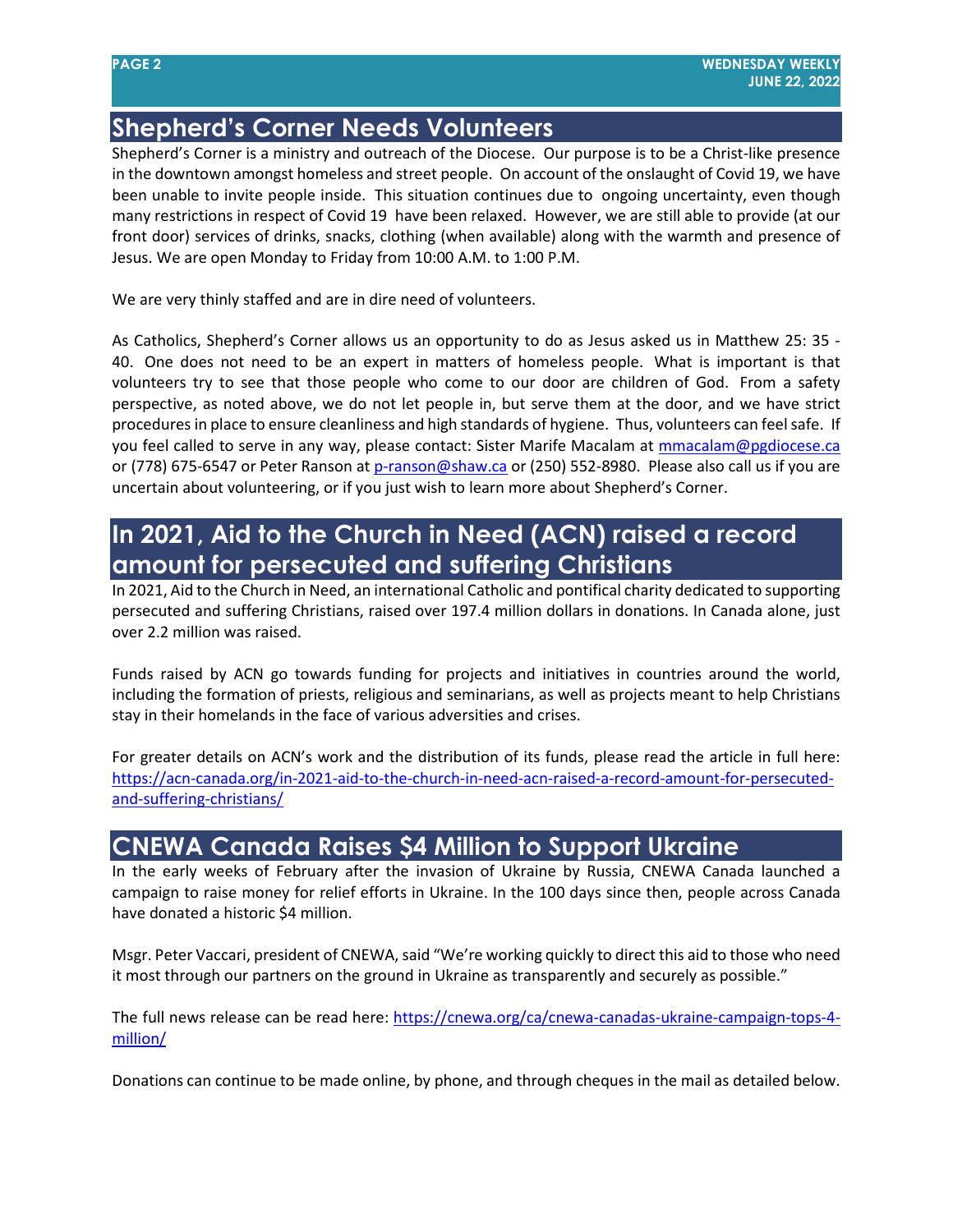## Shepherd's Corner Needs Volunteers

Shepherd's Corner is a ministry and outreach of the Diocese. Our purpose is to be a Christ-like presence in the downtown amongst homeless and street people. On account of the onslaught of Covid 19, we have been unable to invite people inside. This situation continues due to ongoing uncertainty, even though many restrictions in respect of Covid 19 have been relaxed. However, we are still able to provide (at our front door) services of drinks, snacks, clothing (when available) along with the warmth and presence of Jesus. We are open Monday to Friday from 10:00 A.M. to 1:00 P.M.

We are very thinly staffed and are in dire need of volunteers.

As Catholics, Shepherd's Corner allows us an opportunity to do as Jesus asked us in Matthew 25: 35 - 40. One does not need to be an expert in matters of homeless people. What is important is that volunteers try to see that those people who come to our door are children of God. From a safety perspective, as noted above, we do not let people in, but serve them at the door, and we have strict procedures in place to ensure cleanliness and high standards of hygiene. Thus, volunteers can feel safe. If you feel called to serve in any way, please contact: Sister Marife Macalam at mmacalam@pgdiocese.ca or (778) 675-6547 or Peter Ranson at p-ranson@shaw.ca or (250) 552-8980. Please also call us if you are uncertain about volunteering, or if you just wish to learn more about Shepherd's Corner.

## In 2021, Aid to the Church in Need (ACN) raised a record amount for persecuted and suffering Christians

In 2021, Aid to the Church in Need, an international Catholic and pontifical charity dedicated to supporting persecuted and suffering Christians, raised over 197.4 million dollars in donations. In Canada alone, just over 2.2 million was raised.

Funds raised by ACN go towards funding for projects and initiatives in countries around the world, including the formation of priests, religious and seminarians, as well as projects meant to help Christians stay in their homelands in the face of various adversities and crises.

For greater details on ACN's work and the distribution of its funds, please read the article in full here: https://acn-canada.org/in-2021-aid-to-the-church-in-need-acn-raised-a-record-amount-for-persecuted-and-suffering-christians/

## CNEWA Canada Raises $4 Million to Support Ukraine

In the early weeks of February after the invasion of Ukraine by Russia, CNEWA Canada launched a campaign to raise money for relief efforts in Ukraine. In the 100 days since then, people across Canada have donated a historic $4 million.

Msgr. Peter Vaccari, president of CNEWA, said "We're working quickly to direct this aid to those who need it most through our partners on the ground in Ukraine as transparently and securely as possible."

The full news release can be read here: https://cnewa.org/ca/cnewa-canadas-ukraine-campaign-tops-4-million/

Donations can continue to be made online, by phone, and through cheques in the mail as detailed below.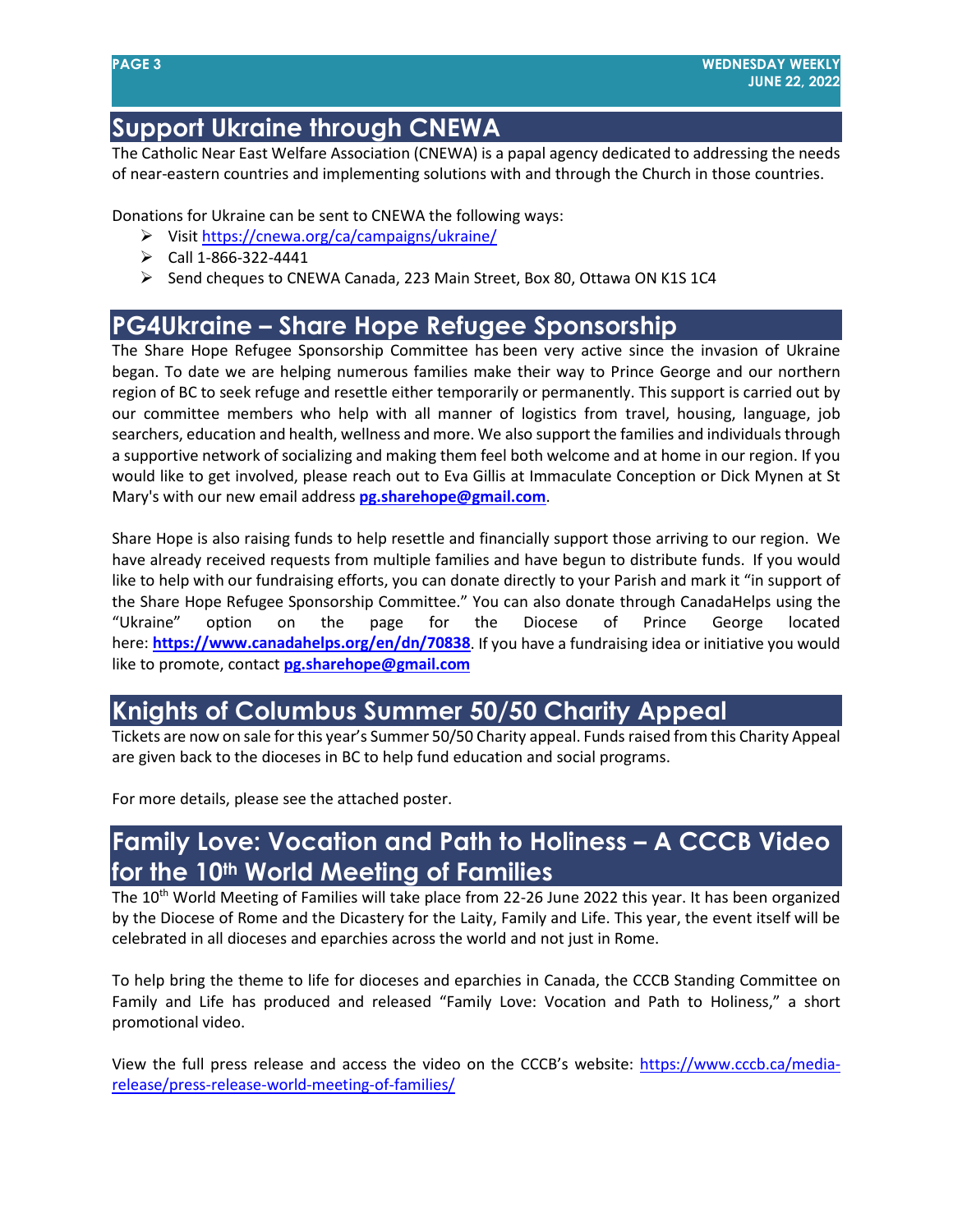## Support Ukraine through CNEWA

The Catholic Near East Welfare Association (CNEWA) is a papal agency dedicated to addressing the needs of near-eastern countries and implementing solutions with and through the Church in those countries.

Donations for Ukraine can be sent to CNEWA the following ways:

- Visit https://cnewa.org/ca/campaigns/ukraine/
- Call 1-866-322-4441
- Send cheques to CNEWA Canada, 223 Main Street, Box 80, Ottawa ON K1S 1C4

## PG4Ukraine – Share Hope Refugee Sponsorship

The Share Hope Refugee Sponsorship Committee has been very active since the invasion of Ukraine began. To date we are helping numerous families make their way to Prince George and our northern region of BC to seek refuge and resettle either temporarily or permanently. This support is carried out by our committee members who help with all manner of logistics from travel, housing, language, job searchers, education and health, wellness and more. We also support the families and individuals through a supportive network of socializing and making them feel both welcome and at home in our region. If you would like to get involved, please reach out to Eva Gillis at Immaculate Conception or Dick Mynen at St Mary's with our new email address **pg.sharehope@gmail.com**.

Share Hope is also raising funds to help resettle and financially support those arriving to our region. We have already received requests from multiple families and have begun to distribute funds. If you would like to help with our fundraising efforts, you can donate directly to your Parish and mark it "in support of the Share Hope Refugee Sponsorship Committee." You can also donate through CanadaHelps using the "Ukraine" option on the page for the Diocese of Prince George located here: **https://www.canadahelps.org/en/dn/70838**. If you have a fundraising idea or initiative you would like to promote, contact **pg.sharehope@gmail.com**

## Knights of Columbus Summer 50/50 Charity Appeal

Tickets are now on sale for this year's Summer 50/50 Charity appeal. Funds raised from this Charity Appeal are given back to the dioceses in BC to help fund education and social programs.

For more details, please see the attached poster.

## Family Love: Vocation and Path to Holiness – A CCCB Video for the 10th World Meeting of Families

The 10th World Meeting of Families will take place from 22-26 June 2022 this year. It has been organized by the Diocese of Rome and the Dicastery for the Laity, Family and Life. This year, the event itself will be celebrated in all dioceses and eparchies across the world and not just in Rome.

To help bring the theme to life for dioceses and eparchies in Canada, the CCCB Standing Committee on Family and Life has produced and released "Family Love: Vocation and Path to Holiness," a short promotional video.

View the full press release and access the video on the CCCB's website: https://www.cccb.ca/media-release/press-release-world-meeting-of-families/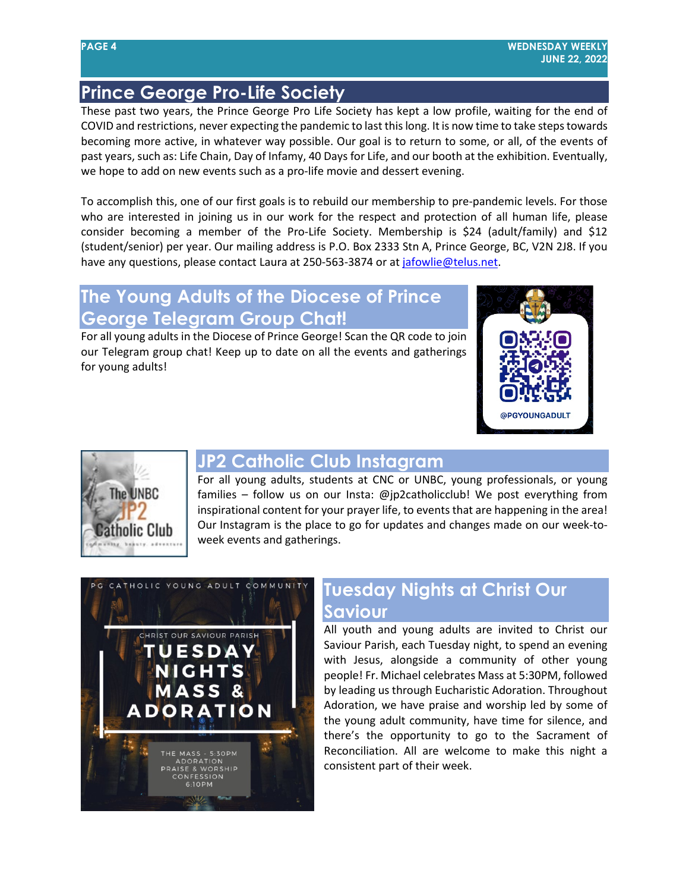## Prince George Pro-Life Society

These past two years, the Prince George Pro Life Society has kept a low profile, waiting for the end of COVID and restrictions, never expecting the pandemic to last this long. It is now time to take steps towards becoming more active, in whatever way possible. Our goal is to return to some, or all, of the events of past years, such as: Life Chain, Day of Infamy, 40 Days for Life, and our booth at the exhibition. Eventually, we hope to add on new events such as a pro-life movie and dessert evening.

To accomplish this, one of our first goals is to rebuild our membership to pre-pandemic levels. For those who are interested in joining us in our work for the respect and protection of all human life, please consider becoming a member of the Pro-Life Society. Membership is $24 (adult/family) and $12 (student/senior) per year. Our mailing address is P.O. Box 2333 Stn A, Prince George, BC, V2N 2J8. If you have any questions, please contact Laura at 250-563-3874 or at jafowlie@telus.net.

## The Young Adults of the Diocese of Prince George Telegram Group Chat!

For all young adults in the Diocese of Prince George! Scan the QR code to join our Telegram group chat! Keep up to date on all the events and gatherings for young adults!

@PGYOUNGADULT

## JP2 Catholic Club Instagram

For all young adults, students at CNC or UNBC, young professionals, or young families – follow us on our Insta: @jp2catholicclub! We post everything from inspirational content for your prayer life, to events that are happening in the area! Our Instagram is the place to go for updates and changes made on our week-to-week events and gatherings.

## Tuesday Nights at Christ Our Saviour

All youth and young adults are invited to Christ our Saviour Parish, each Tuesday night, to spend an evening with Jesus, alongside a community of other young people! Fr. Michael celebrates Mass at 5:30PM, followed by leading us through Eucharistic Adoration. Throughout Adoration, we have praise and worship led by some of the young adult community, have time for silence, and there's the opportunity to go to the Sacrament of Reconciliation. All are welcome to make this night a consistent part of their week.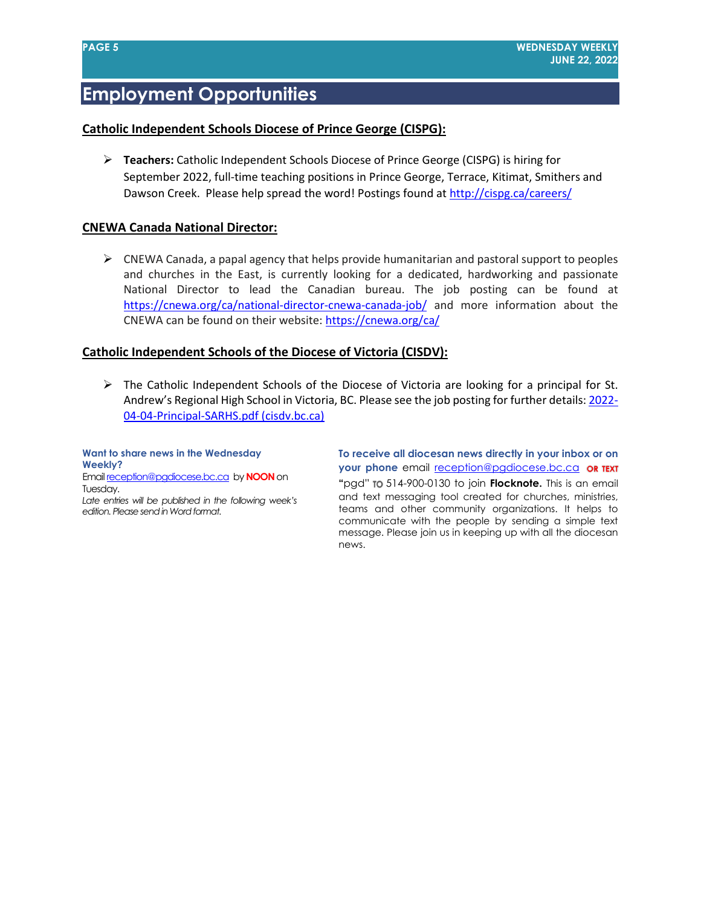# Employment Opportunities

## Catholic Independent Schools Diocese of Prince George (CISPG):

- **Teachers:** Catholic Independent Schools Diocese of Prince George (CISPG) is hiring for September 2022, full-time teaching positions in Prince George, Terrace, Kitimat, Smithers and Dawson Creek. Please help spread the word! Postings found at http://cispg.ca/careers/

## CNEWA Canada National Director:

- CNEWA Canada, a papal agency that helps provide humanitarian and pastoral support to peoples and churches in the East, is currently looking for a dedicated, hardworking and passionate National Director to lead the Canadian bureau. The job posting can be found at https://cnewa.org/ca/national-director-cnewa-canada-job/ and more information about the CNEWA can be found on their website: https://cnewa.org/ca/

## Catholic Independent Schools of the Diocese of Victoria (CISDV):

- The Catholic Independent Schools of the Diocese of Victoria are looking for a principal for St. Andrew's Regional High School in Victoria, BC. Please see the job posting for further details: 2022-04-04-Principal-SARHS.pdf (cisdv.bc.ca)

**Want to share news in the Wednesday Weekly?**
Email reception@pgdiocese.bc.ca by **NOON** on Tuesday.
*Late entries will be published in the following week's edition. Please send in Word format.*

**To receive all diocesan news directly in your inbox or on your phone** email reception@pgdiocese.bc.ca **OR TEXT** "pgd" **TO** 514-900-0130 to join **Flocknote.** This is an email and text messaging tool created for churches, ministries, teams and other community organizations. It helps to communicate with the people by sending a simple text message. Please join us in keeping up with all the diocesan news.